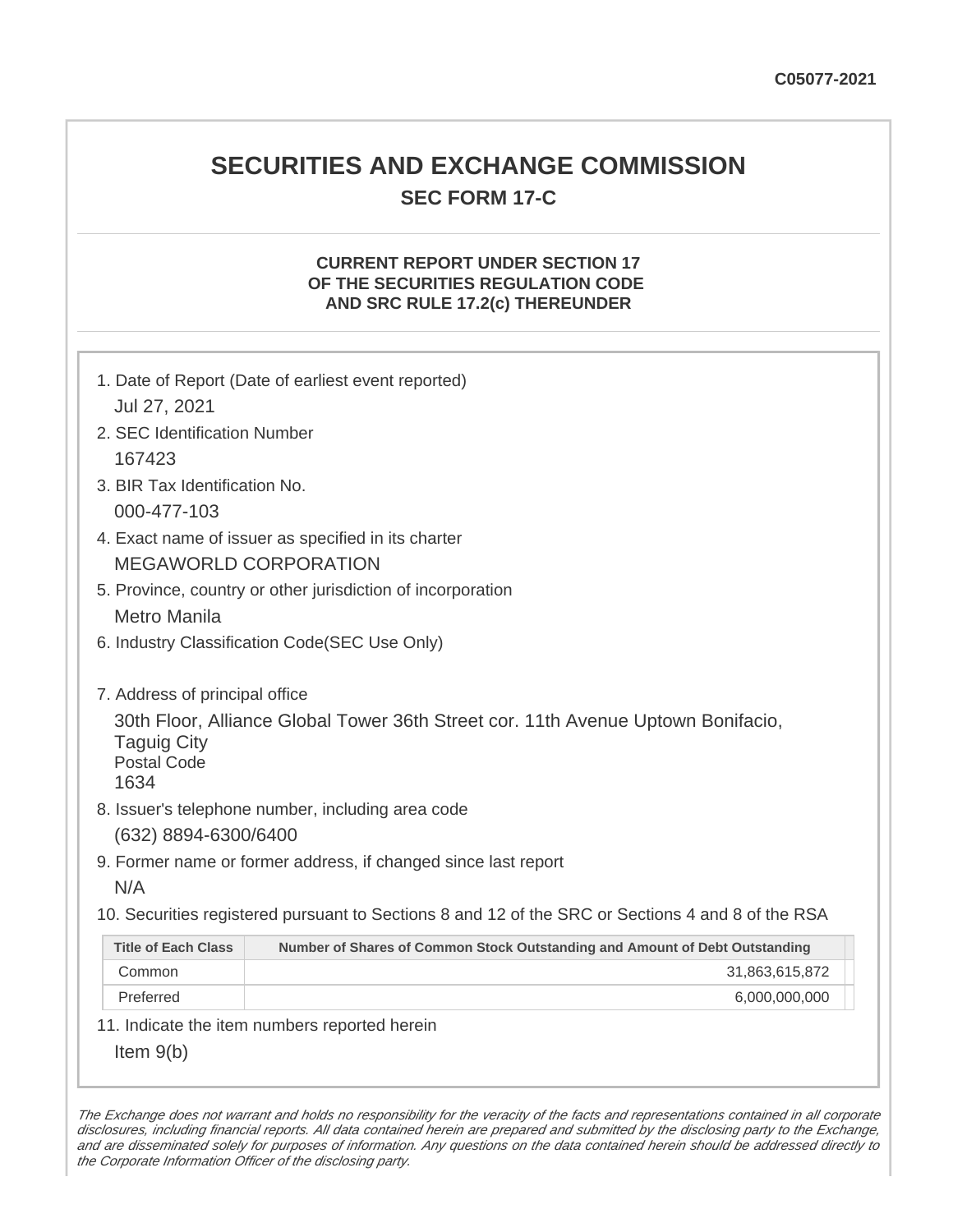C05077-2021

# SECURITIES AND EXCHANGE COMMISSION

## SEC FORM 17-C

### CURRENT REPORT UNDER SECTION 17 OF THE SECURITIES REGULATION CODE AND SRC RULE 17.2(c) THEREUNDER

1. Date of Report (Date of earliest event reported)

   Jul 27, 2021

2. SEC Identification Number

   167423

3. BIR Tax Identification No.

   000-477-103

4. Exact name of issuer as specified in its charter

   MEGAWORLD CORPORATION

5. Province, country or other jurisdiction of incorporation

   Metro Manila

6. Industry Classification Code(SEC Use Only)

7. Address of principal office

   30th Floor, Alliance Global Tower 36th Street cor. 11th Avenue Uptown Bonifacio, Taguig City
   Postal Code
   1634

8. Issuer's telephone number, including area code

   (632) 8894-6300/6400

9. Former name or former address, if changed since last report

   N/A

10. Securities registered pursuant to Sections 8 and 12 of the SRC or Sections 4 and 8 of the RSA

| Title of Each Class | Number of Shares of Common Stock Outstanding and Amount of Debt Outstanding |
|---|---|
| Common | 31,863,615,872 |
| Preferred | 6,000,000,000 |

11. Indicate the item numbers reported herein

    Item 9(b)

*The Exchange does not warrant and holds no responsibility for the veracity of the facts and representations contained in all corporate disclosures, including financial reports. All data contained herein are prepared and submitted by the disclosing party to the Exchange, and are disseminated solely for purposes of information. Any questions on the data contained herein should be addressed directly to the Corporate Information Officer of the disclosing party.*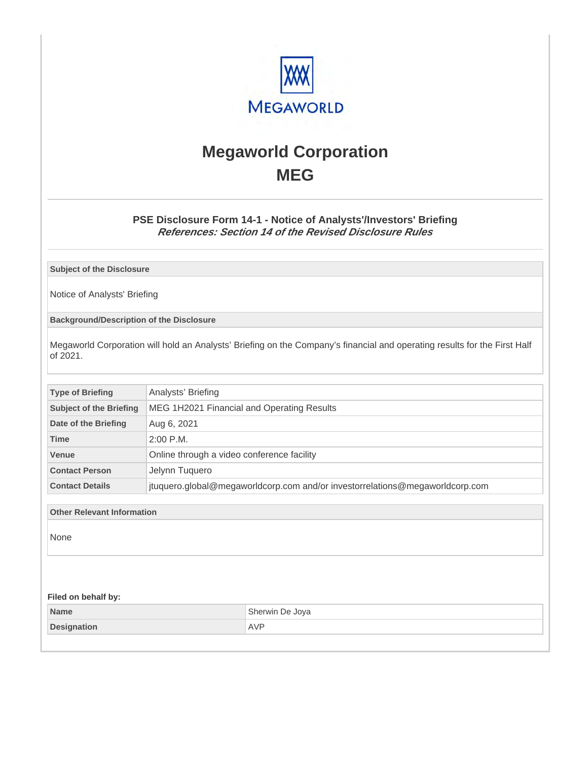# Megaworld Corporation
## MEG

### PSE Disclosure Form 14-1 - Notice of Analysts'/Investors' Briefing
***References: Section 14 of the Revised Disclosure Rules***

| Subject of the Disclosure |
|---|
| Notice of Analysts' Briefing |

| Background/Description of the Disclosure |
|---|
| Megaworld Corporation will hold an Analysts' Briefing on the Company's financial and operating results for the First Half of 2021. |

| | |
|---|---|
| **Type of Briefing** | Analysts' Briefing |
| **Subject of the Briefing** | MEG 1H2021 Financial and Operating Results |
| **Date of the Briefing** | Aug 6, 2021 |
| **Time** | 2:00 P.M. |
| **Venue** | Online through a video conference facility |
| **Contact Person** | Jelynn Tuquero |
| **Contact Details** | jtuquero.global@megaworldcorp.com and/or investorrelations@megaworldcorp.com |

| Other Relevant Information |
|---|
| None |

**Filed on behalf by:**

| | |
|---|---|
| **Name** | Sherwin De Joya |
| **Designation** | AVP |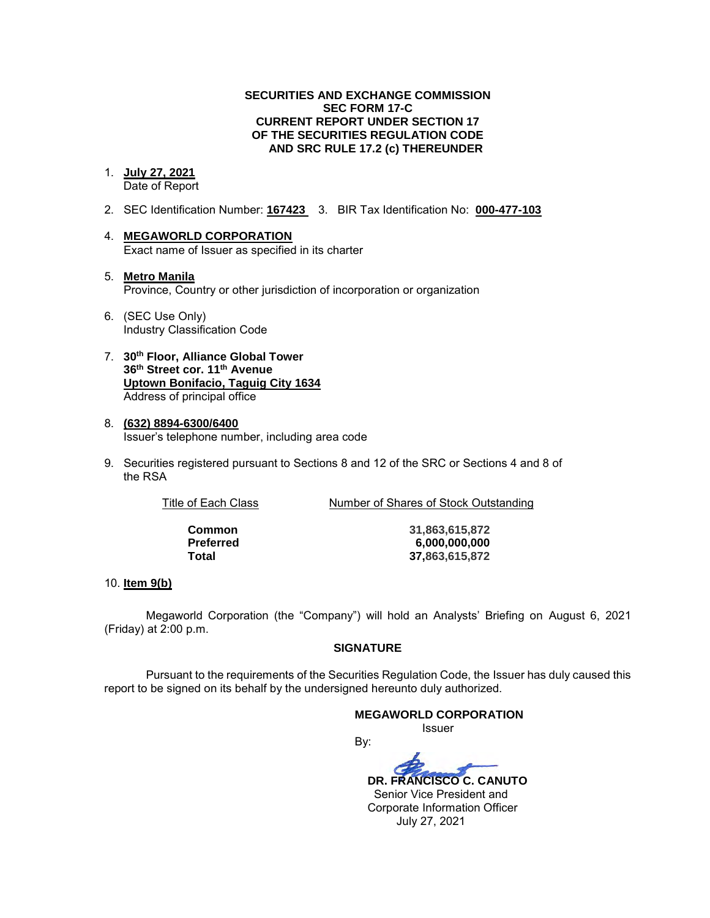**SECURITIES AND EXCHANGE COMMISSION**
**SEC FORM 17-C**
**CURRENT REPORT UNDER SECTION 17**
**OF THE SECURITIES REGULATION CODE**
**AND SRC RULE 17.2 (c) THEREUNDER**

1. **July 27, 2021**
   Date of Report

2. SEC Identification Number: **167423** 3. BIR Tax Identification No: **000-477-103**

4. **MEGAWORLD CORPORATION**
   Exact name of Issuer as specified in its charter

5. **Metro Manila**
   Province, Country or other jurisdiction of incorporation or organization

6. (SEC Use Only)
   Industry Classification Code

7. **30th Floor, Alliance Global Tower**
   **36th Street cor. 11th Avenue**
   **Uptown Bonifacio, Taguig City 1634**
   Address of principal office

8. **(632) 8894-6300/6400**
   Issuer's telephone number, including area code

9. Securities registered pursuant to Sections 8 and 12 of the SRC or Sections 4 and 8 of the RSA

| Title of Each Class | Number of Shares of Stock Outstanding |
|---|---|
| **Common** | **31,863,615,872** |
| **Preferred** | **6,000,000,000** |
| **Total** | **37,863,615,872** |

10. **Item 9(b)**

Megaworld Corporation (the "Company") will hold an Analysts' Briefing on August 6, 2021 (Friday) at 2:00 p.m.

**SIGNATURE**

Pursuant to the requirements of the Securities Regulation Code, the Issuer has duly caused this report to be signed on its behalf by the undersigned hereunto duly authorized.

**MEGAWORLD CORPORATION**
Issuer

By:

**DR. FRANCISCO C. CANUTO**
Senior Vice President and
Corporate Information Officer
July 27, 2021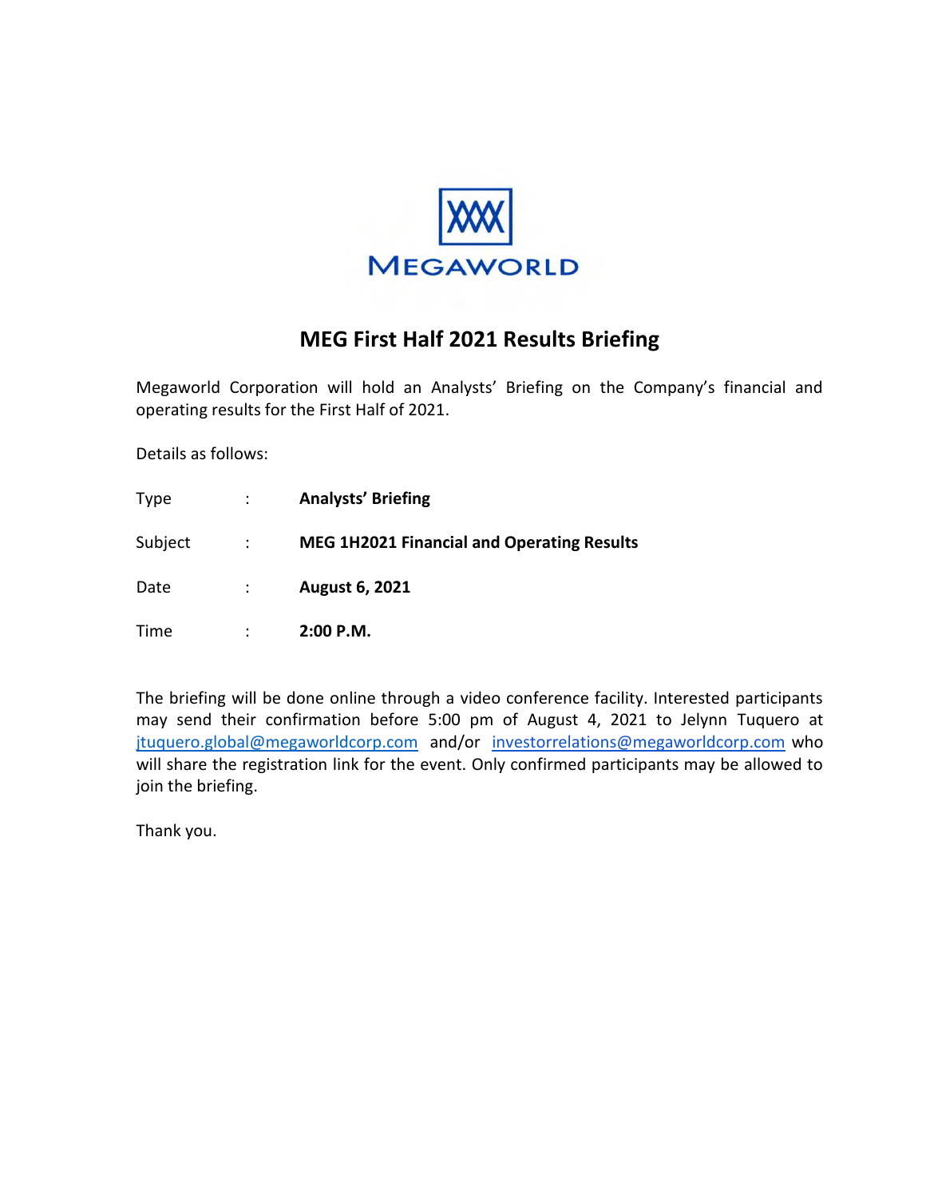MEGAWORLD

# MEG First Half 2021 Results Briefing

Megaworld Corporation will hold an Analysts' Briefing on the Company's financial and operating results for the First Half of 2021.

Details as follows:

| | | |
|---|---|---|
| Type | : | **Analysts' Briefing** |
| Subject | : | **MEG 1H2021 Financial and Operating Results** |
| Date | : | **August 6, 2021** |
| Time | : | **2:00 P.M.** |

The briefing will be done online through a video conference facility. Interested participants may send their confirmation before 5:00 pm of August 4, 2021 to Jelynn Tuquero at jtuquero.global@megaworldcorp.com and/or investorrelations@megaworldcorp.com who will share the registration link for the event. Only confirmed participants may be allowed to join the briefing.

Thank you.